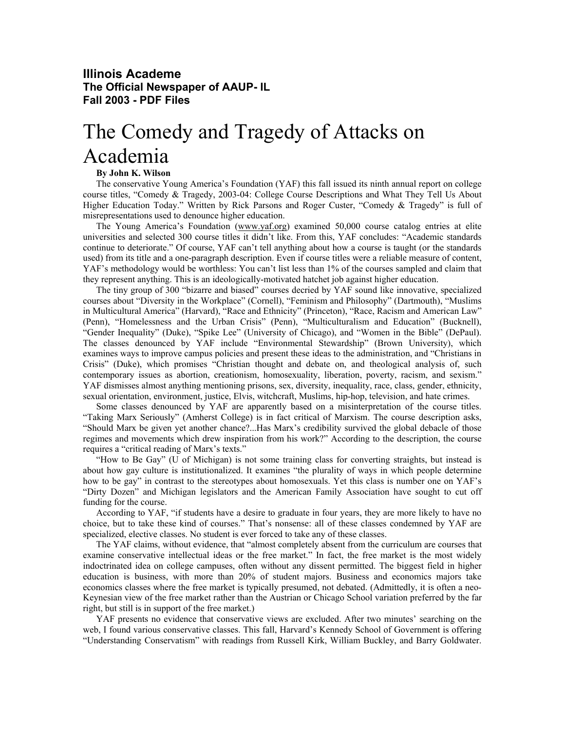**Illinois Academe**
**The Official Newspaper of AAUP- IL**
**Fall 2003 - PDF Files**

# The Comedy and Tragedy of Attacks on Academia

**By John K. Wilson**

The conservative Young America's Foundation (YAF) this fall issued its ninth annual report on college course titles, "Comedy & Tragedy, 2003-04: College Course Descriptions and What They Tell Us About Higher Education Today." Written by Rick Parsons and Roger Custer, "Comedy & Tragedy" is full of misrepresentations used to denounce higher education.

The Young America's Foundation (www.yaf.org) examined 50,000 course catalog entries at elite universities and selected 300 course titles it didn't like. From this, YAF concludes: "Academic standards continue to deteriorate." Of course, YAF can't tell anything about how a course is taught (or the standards used) from its title and a one-paragraph description. Even if course titles were a reliable measure of content, YAF's methodology would be worthless: You can't list less than 1% of the courses sampled and claim that they represent anything. This is an ideologically-motivated hatchet job against higher education.

The tiny group of 300 "bizarre and biased" courses decried by YAF sound like innovative, specialized courses about "Diversity in the Workplace" (Cornell), "Feminism and Philosophy" (Dartmouth), "Muslims in Multicultural America" (Harvard), "Race and Ethnicity" (Princeton), "Race, Racism and American Law" (Penn), "Homelessness and the Urban Crisis" (Penn), "Multiculturalism and Education" (Bucknell), "Gender Inequality" (Duke), "Spike Lee" (University of Chicago), and "Women in the Bible" (DePaul). The classes denounced by YAF include "Environmental Stewardship" (Brown University), which examines ways to improve campus policies and present these ideas to the administration, and "Christians in Crisis" (Duke), which promises "Christian thought and debate on, and theological analysis of, such contemporary issues as abortion, creationism, homosexuality, liberation, poverty, racism, and sexism." YAF dismisses almost anything mentioning prisons, sex, diversity, inequality, race, class, gender, ethnicity, sexual orientation, environment, justice, Elvis, witchcraft, Muslims, hip-hop, television, and hate crimes.

Some classes denounced by YAF are apparently based on a misinterpretation of the course titles. "Taking Marx Seriously" (Amherst College) is in fact critical of Marxism. The course description asks, "Should Marx be given yet another chance?...Has Marx's credibility survived the global debacle of those regimes and movements which drew inspiration from his work?" According to the description, the course requires a "critical reading of Marx's texts."

"How to Be Gay" (U of Michigan) is not some training class for converting straights, but instead is about how gay culture is institutionalized. It examines "the plurality of ways in which people determine how to be gay" in contrast to the stereotypes about homosexuals. Yet this class is number one on YAF's "Dirty Dozen" and Michigan legislators and the American Family Association have sought to cut off funding for the course.

According to YAF, "if students have a desire to graduate in four years, they are more likely to have no choice, but to take these kind of courses." That's nonsense: all of these classes condemned by YAF are specialized, elective classes. No student is ever forced to take any of these classes.

The YAF claims, without evidence, that "almost completely absent from the curriculum are courses that examine conservative intellectual ideas or the free market." In fact, the free market is the most widely indoctrinated idea on college campuses, often without any dissent permitted. The biggest field in higher education is business, with more than 20% of student majors. Business and economics majors take economics classes where the free market is typically presumed, not debated. (Admittedly, it is often a neo-Keynesian view of the free market rather than the Austrian or Chicago School variation preferred by the far right, but still is in support of the free market.)

YAF presents no evidence that conservative views are excluded. After two minutes' searching on the web, I found various conservative classes. This fall, Harvard's Kennedy School of Government is offering "Understanding Conservatism" with readings from Russell Kirk, William Buckley, and Barry Goldwater.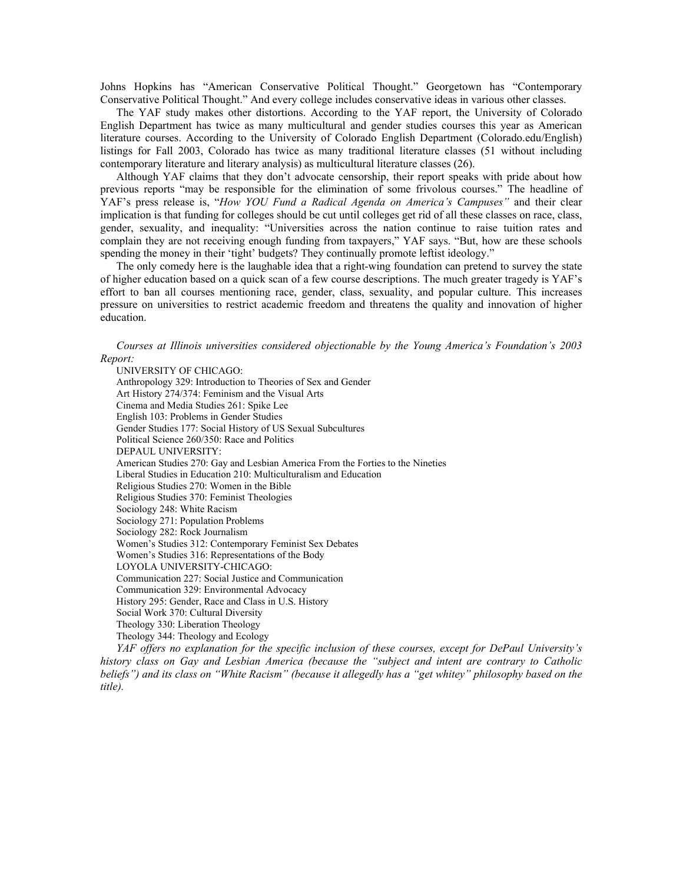Johns Hopkins has "American Conservative Political Thought." Georgetown has "Contemporary Conservative Political Thought." And every college includes conservative ideas in various other classes.

The YAF study makes other distortions. According to the YAF report, the University of Colorado English Department has twice as many multicultural and gender studies courses this year as American literature courses. According to the University of Colorado English Department (Colorado.edu/English) listings for Fall 2003, Colorado has twice as many traditional literature classes (51 without including contemporary literature and literary analysis) as multicultural literature classes (26).

Although YAF claims that they don't advocate censorship, their report speaks with pride about how previous reports "may be responsible for the elimination of some frivolous courses." The headline of YAF's press release is, "*How YOU Fund a Radical Agenda on America's Campuses"* and their clear implication is that funding for colleges should be cut until colleges get rid of all these classes on race, class, gender, sexuality, and inequality: "Universities across the nation continue to raise tuition rates and complain they are not receiving enough funding from taxpayers," YAF says. "But, how are these schools spending the money in their 'tight' budgets? They continually promote leftist ideology."

The only comedy here is the laughable idea that a right-wing foundation can pretend to survey the state of higher education based on a quick scan of a few course descriptions. The much greater tragedy is YAF's effort to ban all courses mentioning race, gender, class, sexuality, and popular culture. This increases pressure on universities to restrict academic freedom and threatens the quality and innovation of higher education.

*Courses at Illinois universities considered objectionable by the Young America's Foundation's 2003 Report:*

UNIVERSITY OF CHICAGO:
Anthropology 329: Introduction to Theories of Sex and Gender
Art History 274/374: Feminism and the Visual Arts
Cinema and Media Studies 261: Spike Lee
English 103: Problems in Gender Studies
Gender Studies 177: Social History of US Sexual Subcultures
Political Science 260/350: Race and Politics

DEPAUL UNIVERSITY:
American Studies 270: Gay and Lesbian America From the Forties to the Nineties
Liberal Studies in Education 210: Multiculturalism and Education
Religious Studies 270: Women in the Bible
Religious Studies 370: Feminist Theologies
Sociology 248: White Racism
Sociology 271: Population Problems
Sociology 282: Rock Journalism
Women's Studies 312: Contemporary Feminist Sex Debates
Women's Studies 316: Representations of the Body

LOYOLA UNIVERSITY-CHICAGO:
Communication 227: Social Justice and Communication
Communication 329: Environmental Advocacy
History 295: Gender, Race and Class in U.S. History
Social Work 370: Cultural Diversity
Theology 330: Liberation Theology
Theology 344: Theology and Ecology

*YAF offers no explanation for the specific inclusion of these courses, except for DePaul University's history class on Gay and Lesbian America (because the "subject and intent are contrary to Catholic beliefs") and its class on "White Racism" (because it allegedly has a "get whitey" philosophy based on the title).*